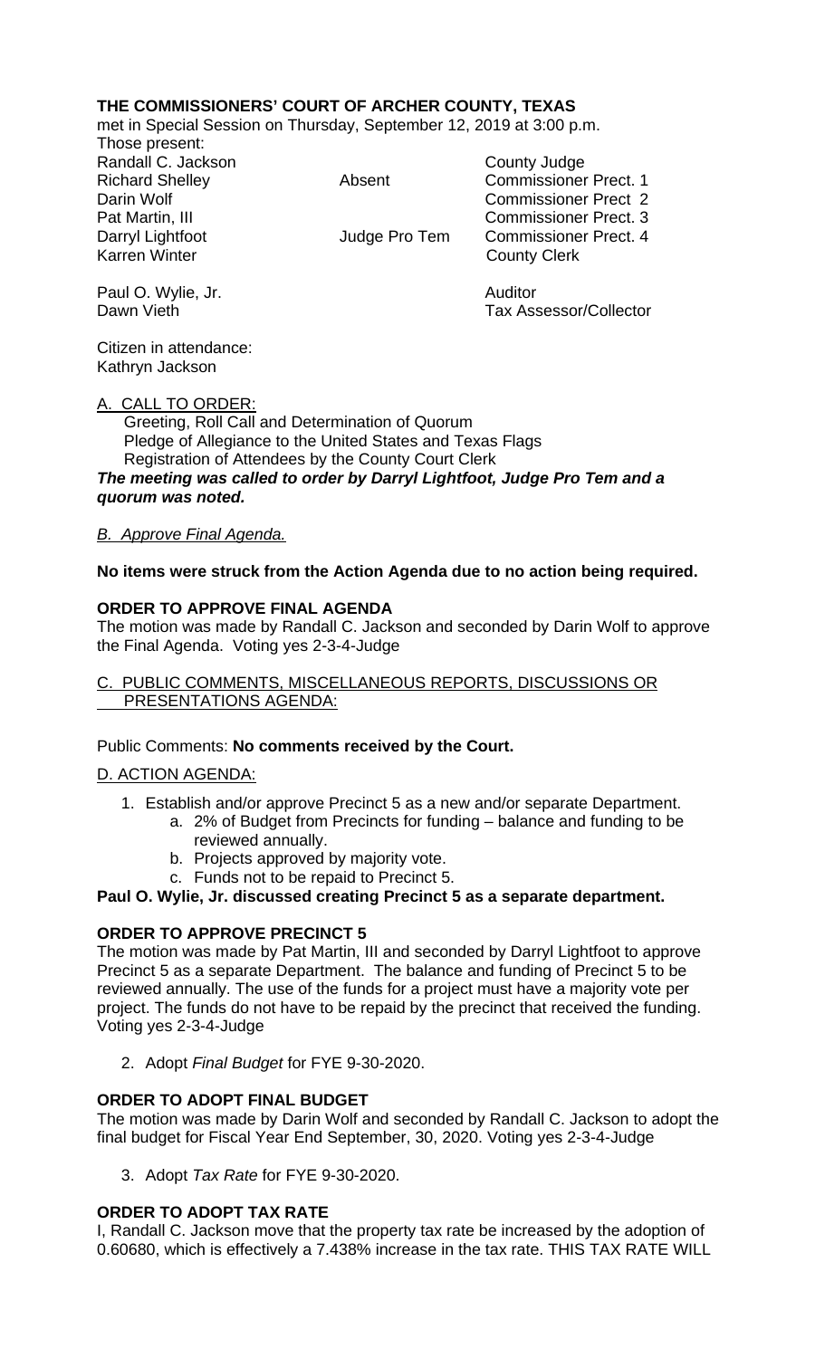**THE COMMISSIONERS' COURT OF ARCHER COUNTY, TEXAS**

met in Special Session on Thursday, September 12, 2019 at 3:00 p.m.

Those present:

| | | |
|---|---|---|
| Randall C. Jackson | | County Judge |
| Richard Shelley | Absent | Commissioner Prect. 1 |
| Darin Wolf | | Commissioner Prect 2 |
| Pat Martin, III | | Commissioner Prect. 3 |
| Darryl Lightfoot | Judge Pro Tem | Commissioner Prect. 4 |
| Karren Winter | | County Clerk |
| | | |
| Paul O. Wylie, Jr. | | Auditor |
| Dawn Vieth | | Tax Assessor/Collector |

Citizen in attendance:
Kathryn Jackson

A. CALL TO ORDER:

Greeting, Roll Call and Determination of Quorum
Pledge of Allegiance to the United States and Texas Flags
Registration of Attendees by the County Court Clerk

***The meeting was called to order by Darryl Lightfoot, Judge Pro Tem and a quorum was noted.***

*B. Approve Final Agenda.*

**No items were struck from the Action Agenda due to no action being required.**

**ORDER TO APPROVE FINAL AGENDA**

The motion was made by Randall C. Jackson and seconded by Darin Wolf to approve the Final Agenda. Voting yes 2-3-4-Judge

C. PUBLIC COMMENTS, MISCELLANEOUS REPORTS, DISCUSSIONS OR PRESENTATIONS AGENDA:

Public Comments: **No comments received by the Court.**

D. ACTION AGENDA:

1. Establish and/or approve Precinct 5 as a new and/or separate Department.
   a. 2% of Budget from Precincts for funding – balance and funding to be reviewed annually.
   b. Projects approved by majority vote.
   c. Funds not to be repaid to Precinct 5.

**Paul O. Wylie, Jr. discussed creating Precinct 5 as a separate department.**

**ORDER TO APPROVE PRECINCT 5**

The motion was made by Pat Martin, III and seconded by Darryl Lightfoot to approve Precinct 5 as a separate Department. The balance and funding of Precinct 5 to be reviewed annually. The use of the funds for a project must have a majority vote per project. The funds do not have to be repaid by the precinct that received the funding. Voting yes 2-3-4-Judge

2. Adopt *Final Budget* for FYE 9-30-2020.

**ORDER TO ADOPT FINAL BUDGET**

The motion was made by Darin Wolf and seconded by Randall C. Jackson to adopt the final budget for Fiscal Year End September, 30, 2020. Voting yes 2-3-4-Judge

3. Adopt *Tax Rate* for FYE 9-30-2020.

**ORDER TO ADOPT TAX RATE**

I, Randall C. Jackson move that the property tax rate be increased by the adoption of 0.60680, which is effectively a 7.438% increase in the tax rate. THIS TAX RATE WILL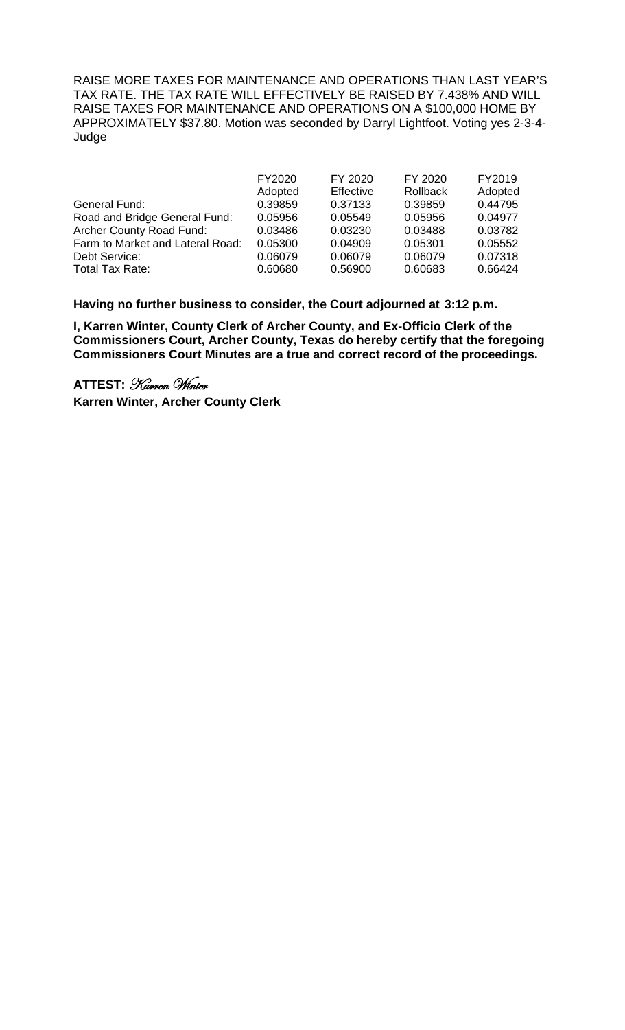RAISE MORE TAXES FOR MAINTENANCE AND OPERATIONS THAN LAST YEAR'S TAX RATE. THE TAX RATE WILL EFFECTIVELY BE RAISED BY 7.438% AND WILL RAISE TAXES FOR MAINTENANCE AND OPERATIONS ON A $100,000 HOME BY APPROXIMATELY $37.80. Motion was seconded by Darryl Lightfoot. Voting yes 2-3-4-Judge

| | FY2020 Adopted | FY 2020 Effective | FY 2020 Rollback | FY2019 Adopted |
|---|---|---|---|---|
| General Fund: | 0.39859 | 0.37133 | 0.39859 | 0.44795 |
| Road and Bridge General Fund: | 0.05956 | 0.05549 | 0.05956 | 0.04977 |
| Archer County Road Fund: | 0.03486 | 0.03230 | 0.03488 | 0.03782 |
| Farm to Market and Lateral Road: | 0.05300 | 0.04909 | 0.05301 | 0.05552 |
| Debt Service: | 0.06079 | 0.06079 | 0.06079 | 0.07318 |
| Total Tax Rate: | 0.60680 | 0.56900 | 0.60683 | 0.66424 |

**Having no further business to consider, the Court adjourned at 3:12 p.m.**

**I, Karren Winter, County Clerk of Archer County, and Ex-Officio Clerk of the Commissioners Court, Archer County, Texas do hereby certify that the foregoing Commissioners Court Minutes are a true and correct record of the proceedings.**

**ATTEST:** *Karren Winter*

**Karren Winter, Archer County Clerk**